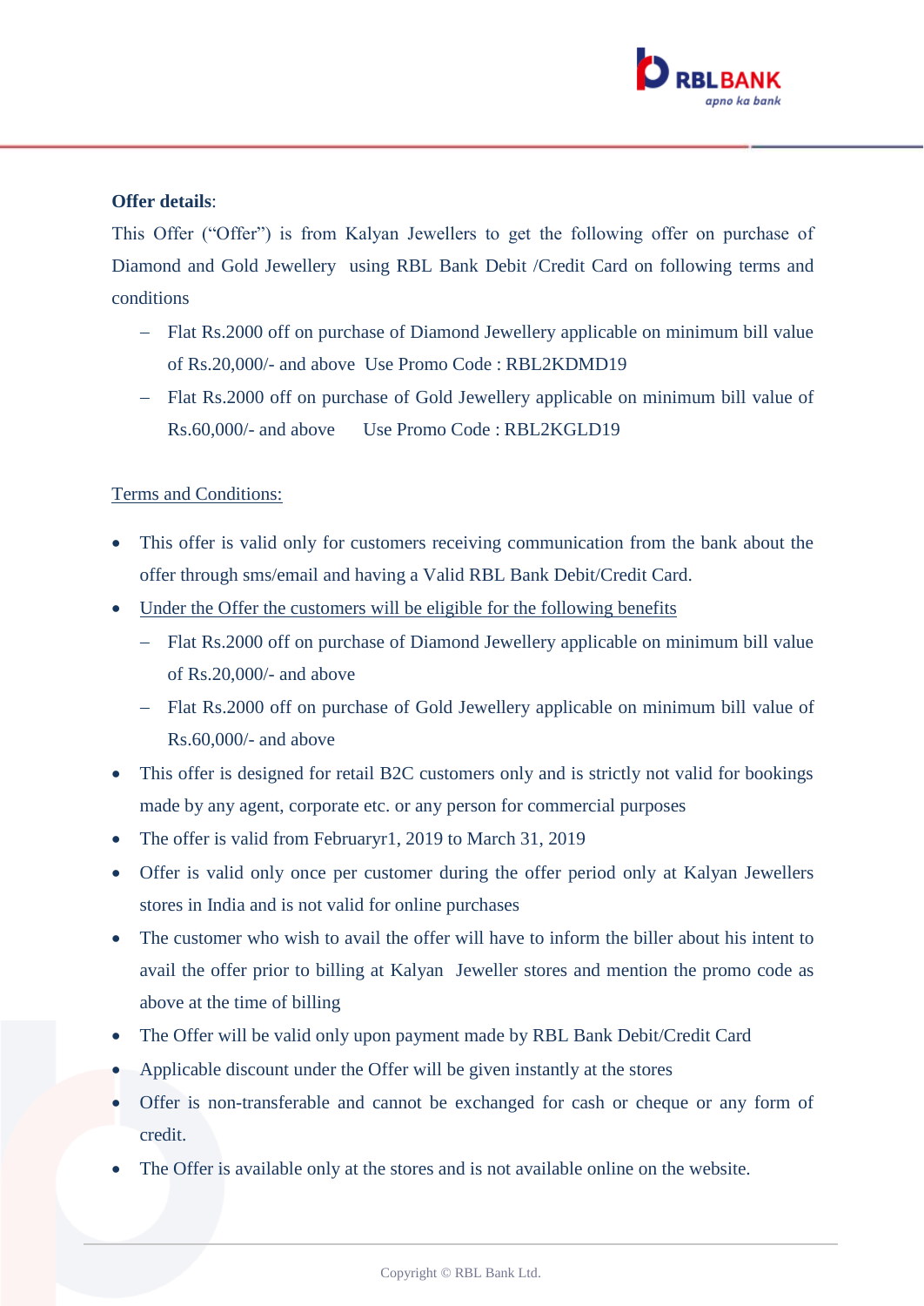**Offer details**:

This Offer ("Offer") is from Kalyan Jewellers to get the following offer on purchase of Diamond and Gold Jewellery using RBL Bank Debit /Credit Card on following terms and conditions

- Flat Rs.2000 off on purchase of Diamond Jewellery applicable on minimum bill value of Rs.20,000/- and above Use Promo Code : RBL2KDMD19
- Flat Rs.2000 off on purchase of Gold Jewellery applicable on minimum bill value of Rs.60,000/- and above Use Promo Code : RBL2KGLD19

<u>Terms and Conditions:</u>

- This offer is valid only for customers receiving communication from the bank about the offer through sms/email and having a Valid RBL Bank Debit/Credit Card.
- <u>Under the Offer the customers will be eligible for the following benefits</u>
  - Flat Rs.2000 off on purchase of Diamond Jewellery applicable on minimum bill value of Rs.20,000/- and above
  - Flat Rs.2000 off on purchase of Gold Jewellery applicable on minimum bill value of Rs.60,000/- and above
- This offer is designed for retail B2C customers only and is strictly not valid for bookings made by any agent, corporate etc. or any person for commercial purposes
- The offer is valid from Februaryr1, 2019 to March 31, 2019
- Offer is valid only once per customer during the offer period only at Kalyan Jewellers stores in India and is not valid for online purchases
- The customer who wish to avail the offer will have to inform the biller about his intent to avail the offer prior to billing at Kalyan Jeweller stores and mention the promo code as above at the time of billing
- The Offer will be valid only upon payment made by RBL Bank Debit/Credit Card
- Applicable discount under the Offer will be given instantly at the stores
- Offer is non-transferable and cannot be exchanged for cash or cheque or any form of credit.
- The Offer is available only at the stores and is not available online on the website.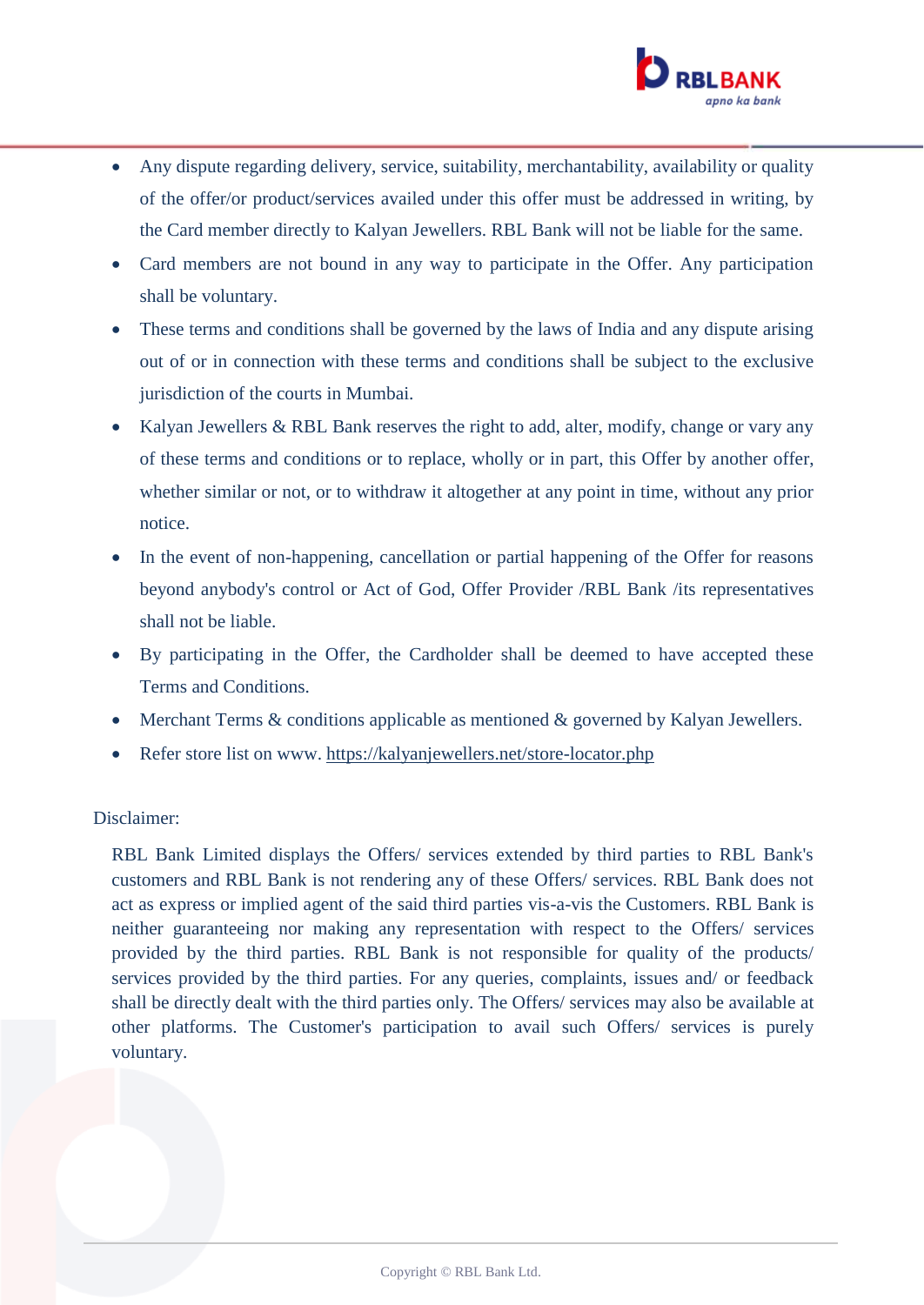- Any dispute regarding delivery, service, suitability, merchantability, availability or quality of the offer/or product/services availed under this offer must be addressed in writing, by the Card member directly to Kalyan Jewellers. RBL Bank will not be liable for the same.
- Card members are not bound in any way to participate in the Offer. Any participation shall be voluntary.
- These terms and conditions shall be governed by the laws of India and any dispute arising out of or in connection with these terms and conditions shall be subject to the exclusive jurisdiction of the courts in Mumbai.
- Kalyan Jewellers & RBL Bank reserves the right to add, alter, modify, change or vary any of these terms and conditions or to replace, wholly or in part, this Offer by another offer, whether similar or not, or to withdraw it altogether at any point in time, without any prior notice.
- In the event of non-happening, cancellation or partial happening of the Offer for reasons beyond anybody's control or Act of God, Offer Provider /RBL Bank /its representatives shall not be liable.
- By participating in the Offer, the Cardholder shall be deemed to have accepted these Terms and Conditions.
- Merchant Terms & conditions applicable as mentioned & governed by Kalyan Jewellers.
- Refer store list on www. https://kalyanjewellers.net/store-locator.php

Disclaimer:

RBL Bank Limited displays the Offers/ services extended by third parties to RBL Bank's customers and RBL Bank is not rendering any of these Offers/ services. RBL Bank does not act as express or implied agent of the said third parties vis-a-vis the Customers. RBL Bank is neither guaranteeing nor making any representation with respect to the Offers/ services provided by the third parties. RBL Bank is not responsible for quality of the products/ services provided by the third parties. For any queries, complaints, issues and/ or feedback shall be directly dealt with the third parties only. The Offers/ services may also be available at other platforms. The Customer's participation to avail such Offers/ services is purely voluntary.